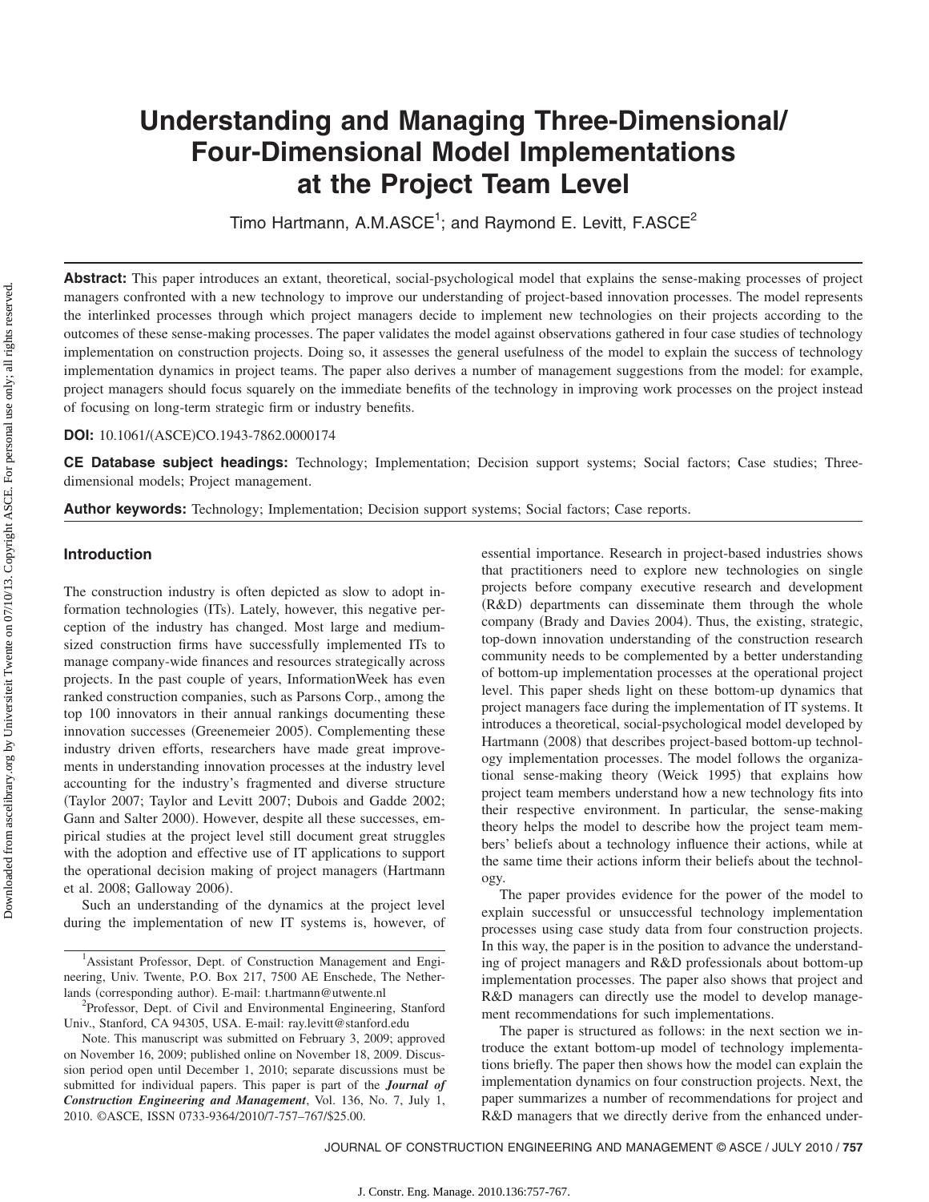# Understanding and Managing Three-Dimensional/ Four-Dimensional Model Implementations at the Project Team Level

Timo Hartmann, A.M.ASCE[1]; and Raymond E. Levitt, F.ASCE[2]

**Abstract:** This paper introduces an extant, theoretical, social-psychological model that explains the sense-making processes of project managers confronted with a new technology to improve our understanding of project-based innovation processes. The model represents the interlinked processes through which project managers decide to implement new technologies on their projects according to the outcomes of these sense-making processes. The paper validates the model against observations gathered in four case studies of technology implementation on construction projects. Doing so, it assesses the general usefulness of the model to explain the success of technology implementation dynamics in project teams. The paper also derives a number of management suggestions from the model: for example, project managers should focus squarely on the immediate benefits of the technology in improving work processes on the project instead of focusing on long-term strategic firm or industry benefits.

**DOI:** 10.1061/(ASCE)CO.1943-7862.0000174

**CE Database subject headings:** Technology; Implementation; Decision support systems; Social factors; Case studies; Three-dimensional models; Project management.

**Author keywords:** Technology; Implementation; Decision support systems; Social factors; Case reports.

## Introduction

The construction industry is often depicted as slow to adopt information technologies (ITs). Lately, however, this negative perception of the industry has changed. Most large and medium-sized construction firms have successfully implemented ITs to manage company-wide finances and resources strategically across projects. In the past couple of years, InformationWeek has even ranked construction companies, such as Parsons Corp., among the top 100 innovators in their annual rankings documenting these innovation successes (Greenemeier 2005). Complementing these industry driven efforts, researchers have made great improvements in understanding innovation processes at the industry level accounting for the industry's fragmented and diverse structure (Taylor 2007; Taylor and Levitt 2007; Dubois and Gadde 2002; Gann and Salter 2000). However, despite all these successes, empirical studies at the project level still document great struggles with the adoption and effective use of IT applications to support the operational decision making of project managers (Hartmann et al. 2008; Galloway 2006).

Such an understanding of the dynamics at the project level during the implementation of new IT systems is, however, of essential importance. Research in project-based industries shows that practitioners need to explore new technologies on single projects before company executive research and development (R&D) departments can disseminate them through the whole company (Brady and Davies 2004). Thus, the existing, strategic, top-down innovation understanding of the construction research community needs to be complemented by a better understanding of bottom-up implementation processes at the operational project level. This paper sheds light on these bottom-up dynamics that project managers face during the implementation of IT systems. It introduces a theoretical, social-psychological model developed by Hartmann (2008) that describes project-based bottom-up technology implementation processes. The model follows the organizational sense-making theory (Weick 1995) that explains how project team members understand how a new technology fits into their respective environment. In particular, the sense-making theory helps the model to describe how the project team members' beliefs about a technology influence their actions, while at the same time their actions inform their beliefs about the technology.

The paper provides evidence for the power of the model to explain successful or unsuccessful technology implementation processes using case study data from four construction projects. In this way, the paper is in the position to advance the understanding of project managers and R&D professionals about bottom-up implementation processes. The paper also shows that project and R&D managers can directly use the model to develop management recommendations for such implementations.

The paper is structured as follows: in the next section we introduce the extant bottom-up model of technology implementations briefly. The paper then shows how the model can explain the implementation dynamics on four construction projects. Next, the paper summarizes a number of recommendations for project and R&D managers that we directly derive from the enhanced under-

---

[1]Assistant Professor, Dept. of Construction Management and Engineering, Univ. Twente, P.O. Box 217, 7500 AE Enschede, The Netherlands (corresponding author). E-mail: t.hartmann@utwente.nl

[2]Professor, Dept. of Civil and Environmental Engineering, Stanford Univ., Stanford, CA 94305, USA. E-mail: ray.levitt@stanford.edu

Note. This manuscript was submitted on February 3, 2009; approved on November 16, 2009; published online on November 18, 2009. Discussion period open until December 1, 2010; separate discussions must be submitted for individual papers. This paper is part of the ***Journal of Construction Engineering and Management***, Vol. 136, No. 7, July 1, 2010. ©ASCE, ISSN 0733-9364/2010/7-757–767/$25.00.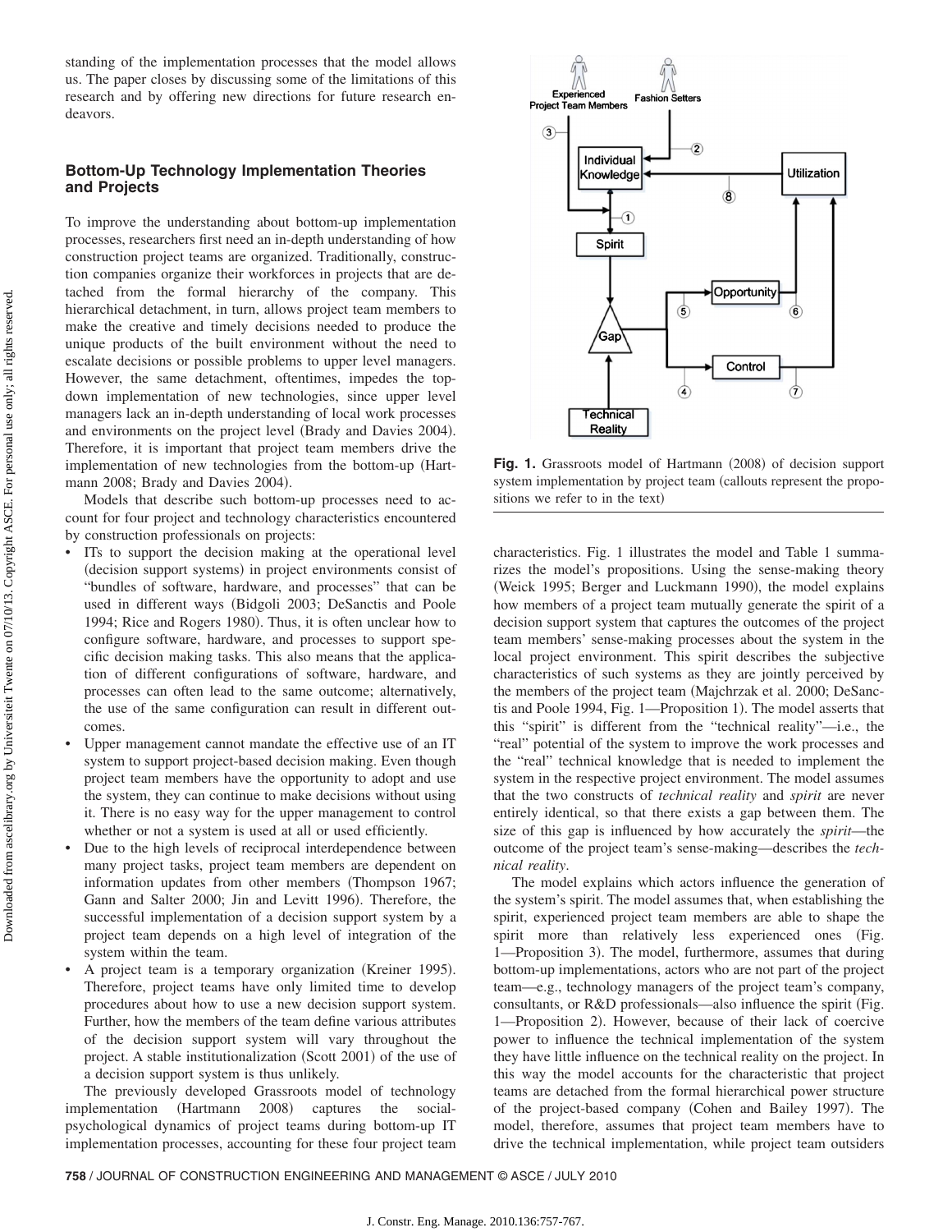standing of the implementation processes that the model allows us. The paper closes by discussing some of the limitations of this research and by offering new directions for future research endeavors.

## Bottom-Up Technology Implementation Theories and Projects

To improve the understanding about bottom-up implementation processes, researchers first need an in-depth understanding of how construction project teams are organized. Traditionally, construction companies organize their workforces in projects that are detached from the formal hierarchy of the company. This hierarchical detachment, in turn, allows project team members to make the creative and timely decisions needed to produce the unique products of the built environment without the need to escalate decisions or possible problems to upper level managers. However, the same detachment, oftentimes, impedes the top-down implementation of new technologies, since upper level managers lack an in-depth understanding of local work processes and environments on the project level (Brady and Davies 2004). Therefore, it is important that project team members drive the implementation of new technologies from the bottom-up (Hartmann 2008; Brady and Davies 2004).

Models that describe such bottom-up processes need to account for four project and technology characteristics encountered by construction professionals on projects:

- ITs to support the decision making at the operational level (decision support systems) in project environments consist of "bundles of software, hardware, and processes" that can be used in different ways (Bidgoli 2003; DeSanctis and Poole 1994; Rice and Rogers 1980). Thus, it is often unclear how to configure software, hardware, and processes to support specific decision making tasks. This also means that the application of different configurations of software, hardware, and processes can often lead to the same outcome; alternatively, the use of the same configuration can result in different outcomes.
- Upper management cannot mandate the effective use of an IT system to support project-based decision making. Even though project team members have the opportunity to adopt and use the system, they can continue to make decisions without using it. There is no easy way for the upper management to control whether or not a system is used at all or used efficiently.
- Due to the high levels of reciprocal interdependence between many project tasks, project team members are dependent on information updates from other members (Thompson 1967; Gann and Salter 2000; Jin and Levitt 1996). Therefore, the successful implementation of a decision support system by a project team depends on a high level of integration of the system within the team.
- A project team is a temporary organization (Kreiner 1995). Therefore, project teams have only limited time to develop procedures about how to use a new decision support system. Further, how the members of the team define various attributes of the decision support system will vary throughout the project. A stable institutionalization (Scott 2001) of the use of a decision support system is thus unlikely.

The previously developed Grassroots model of technology implementation (Hartmann 2008) captures the social-psychological dynamics of project teams during bottom-up IT implementation processes, accounting for these four project team characteristics. Fig. 1 illustrates the model and Table 1 summarizes the model's propositions. Using the sense-making theory (Weick 1995; Berger and Luckmann 1990), the model explains how members of a project team mutually generate the spirit of a decision support system that captures the outcomes of the project team members' sense-making processes about the system in the local project environment. This spirit describes the subjective characteristics of such systems as they are jointly perceived by the members of the project team (Majchrzak et al. 2000; DeSanctis and Poole 1994, Fig. 1—Proposition 1). The model asserts that this "spirit" is different from the "technical reality"—i.e., the "real" potential of the system to improve the work processes and the "real" technical knowledge that is needed to implement the system in the respective project environment. The model assumes that the two constructs of *technical reality* and *spirit* are never entirely identical, so that there exists a gap between them. The size of this gap is influenced by how accurately the *spirit*—the outcome of the project team's sense-making—describes the *technical reality*.

Fig. 1. Grassroots model of Hartmann (2008) of decision support system implementation by project team (callouts represent the propositions we refer to in the text)

The model explains which actors influence the generation of the system's spirit. The model assumes that, when establishing the spirit, experienced project team members are able to shape the spirit more than relatively less experienced ones (Fig. 1—Proposition 3). The model, furthermore, assumes that during bottom-up implementations, actors who are not part of the project team—e.g., technology managers of the project team's company, consultants, or R&D professionals—also influence the spirit (Fig. 1—Proposition 2). However, because of their lack of coercive power to influence the technical implementation of the system they have little influence on the technical reality on the project. In this way the model accounts for the characteristic that project teams are detached from the formal hierarchical power structure of the project-based company (Cohen and Bailey 1997). The model, therefore, assumes that project team members have to drive the technical implementation, while project team outsiders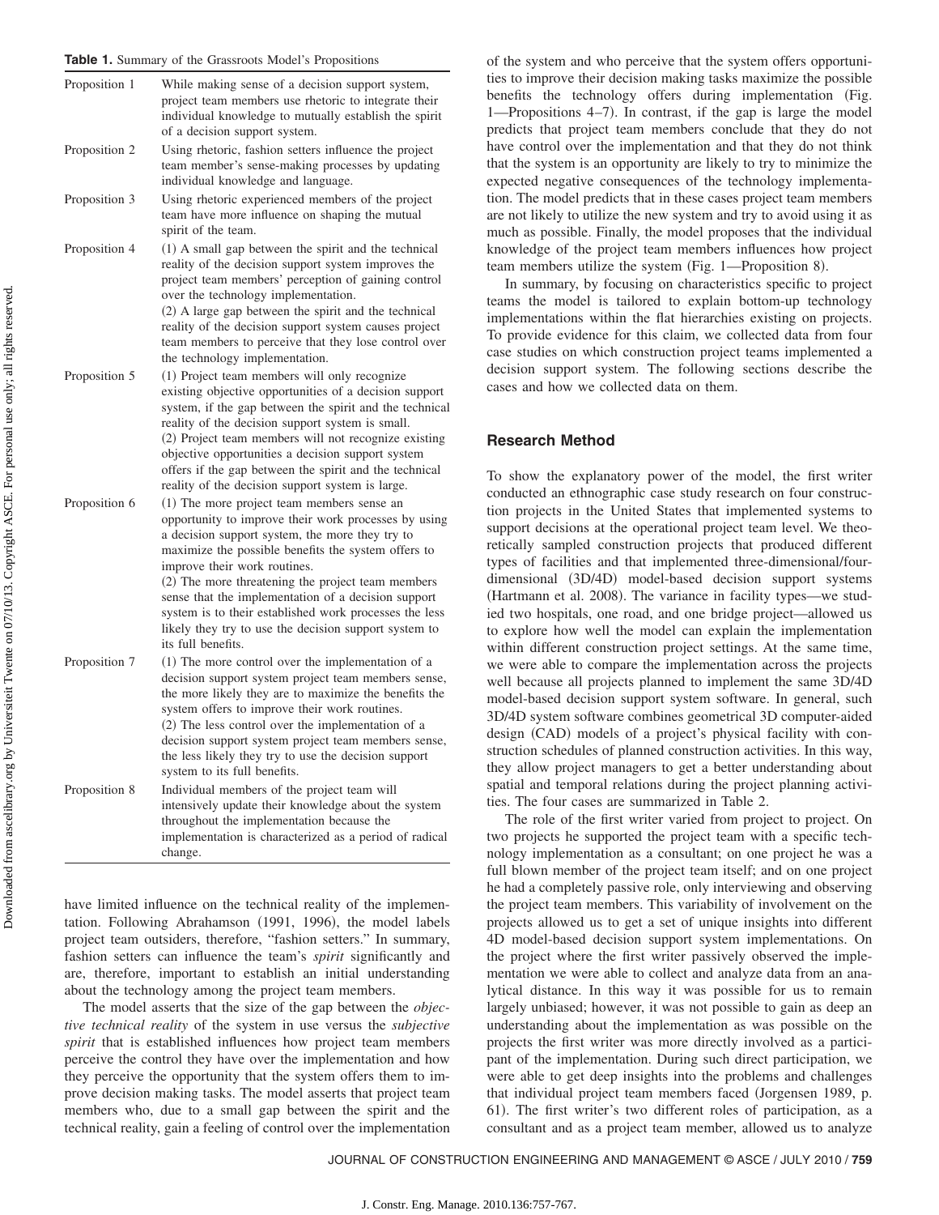**Table 1.** Summary of the Grassroots Model's Propositions

| | |
|---|---|
| Proposition 1 | While making sense of a decision support system, project team members use rhetoric to integrate their individual knowledge to mutually establish the spirit of a decision support system. |
| Proposition 2 | Using rhetoric, fashion setters influence the project team member's sense-making processes by updating individual knowledge and language. |
| Proposition 3 | Using rhetoric experienced members of the project team have more influence on shaping the mutual spirit of the team. |
| Proposition 4 | (1) A small gap between the spirit and the technical reality of the decision support system improves the project team members' perception of gaining control over the technology implementation. (2) A large gap between the spirit and the technical reality of the decision support system causes project team members to perceive that they lose control over the technology implementation. |
| Proposition 5 | (1) Project team members will only recognize existing objective opportunities of a decision support system, if the gap between the spirit and the technical reality of the decision support system is small. (2) Project team members will not recognize existing objective opportunities a decision support system offers if the gap between the spirit and the technical reality of the decision support system is large. |
| Proposition 6 | (1) The more project team members sense an opportunity to improve their work processes by using a decision support system, the more they try to maximize the possible benefits the system offers to improve their work routines. (2) The more threatening the project team members sense that the implementation of a decision support system is to their established work processes the less likely they try to use the decision support system to its full benefits. |
| Proposition 7 | (1) The more control over the implementation of a decision support system project team members sense, the more likely they are to maximize the benefits the system offers to improve their work routines. (2) The less control over the implementation of a decision support system project team members sense, the less likely they try to use the decision support system to its full benefits. |
| Proposition 8 | Individual members of the project team will intensively update their knowledge about the system throughout the implementation because the implementation is characterized as a period of radical change. |

have limited influence on the technical reality of the implementation. Following Abrahamson (1991, 1996), the model labels project team outsiders, therefore, "fashion setters." In summary, fashion setters can influence the team's *spirit* significantly and are, therefore, important to establish an initial understanding about the technology among the project team members.

The model asserts that the size of the gap between the *objective technical reality* of the system in use versus the *subjective spirit* that is established influences how project team members perceive the control they have over the implementation and how they perceive the opportunity that the system offers them to improve decision making tasks. The model asserts that project team members who, due to a small gap between the spirit and the technical reality, gain a feeling of control over the implementation of the system and who perceive that the system offers opportunities to improve their decision making tasks maximize the possible benefits the technology offers during implementation (Fig. 1—Propositions 4–7). In contrast, if the gap is large the model predicts that project team members conclude that they do not have control over the implementation and that they do not think that the system is an opportunity are likely to try to minimize the expected negative consequences of the technology implementation. The model predicts that in these cases project team members are not likely to utilize the new system and try to avoid using it as much as possible. Finally, the model proposes that the individual knowledge of the project team members influences how project team members utilize the system (Fig. 1—Proposition 8).

In summary, by focusing on characteristics specific to project teams the model is tailored to explain bottom-up technology implementations within the flat hierarchies existing on projects. To provide evidence for this claim, we collected data from four case studies on which construction project teams implemented a decision support system. The following sections describe the cases and how we collected data on them.

## Research Method

To show the explanatory power of the model, the first writer conducted an ethnographic case study research on four construction projects in the United States that implemented systems to support decisions at the operational project team level. We theoretically sampled construction projects that produced different types of facilities and that implemented three-dimensional/four-dimensional (3D/4D) model-based decision support systems (Hartmann et al. 2008). The variance in facility types—we studied two hospitals, one road, and one bridge project—allowed us to explore how well the model can explain the implementation within different construction project settings. At the same time, we were able to compare the implementation across the projects well because all projects planned to implement the same 3D/4D model-based decision support system software. In general, such 3D/4D system software combines geometrical 3D computer-aided design (CAD) models of a project's physical facility with construction schedules of planned construction activities. In this way, they allow project managers to get a better understanding about spatial and temporal relations during the project planning activities. The four cases are summarized in Table 2.

The role of the first writer varied from project to project. On two projects he supported the project team with a specific technology implementation as a consultant; on one project he was a full blown member of the project team itself; and on one project he had a completely passive role, only interviewing and observing the project team members. This variability of involvement on the projects allowed us to get a set of unique insights into different 4D model-based decision support system implementations. On the project where the first writer passively observed the implementation we were able to collect and analyze data from an analytical distance. In this way it was possible for us to remain largely unbiased; however, it was not possible to gain as deep an understanding about the implementation as was possible on the projects the first writer was more directly involved as a participant of the implementation. During such direct participation, we were able to get deep insights into the problems and challenges that individual project team members faced (Jorgensen 1989, p. 61). The first writer's two different roles of participation, as a consultant and as a project team member, allowed us to analyze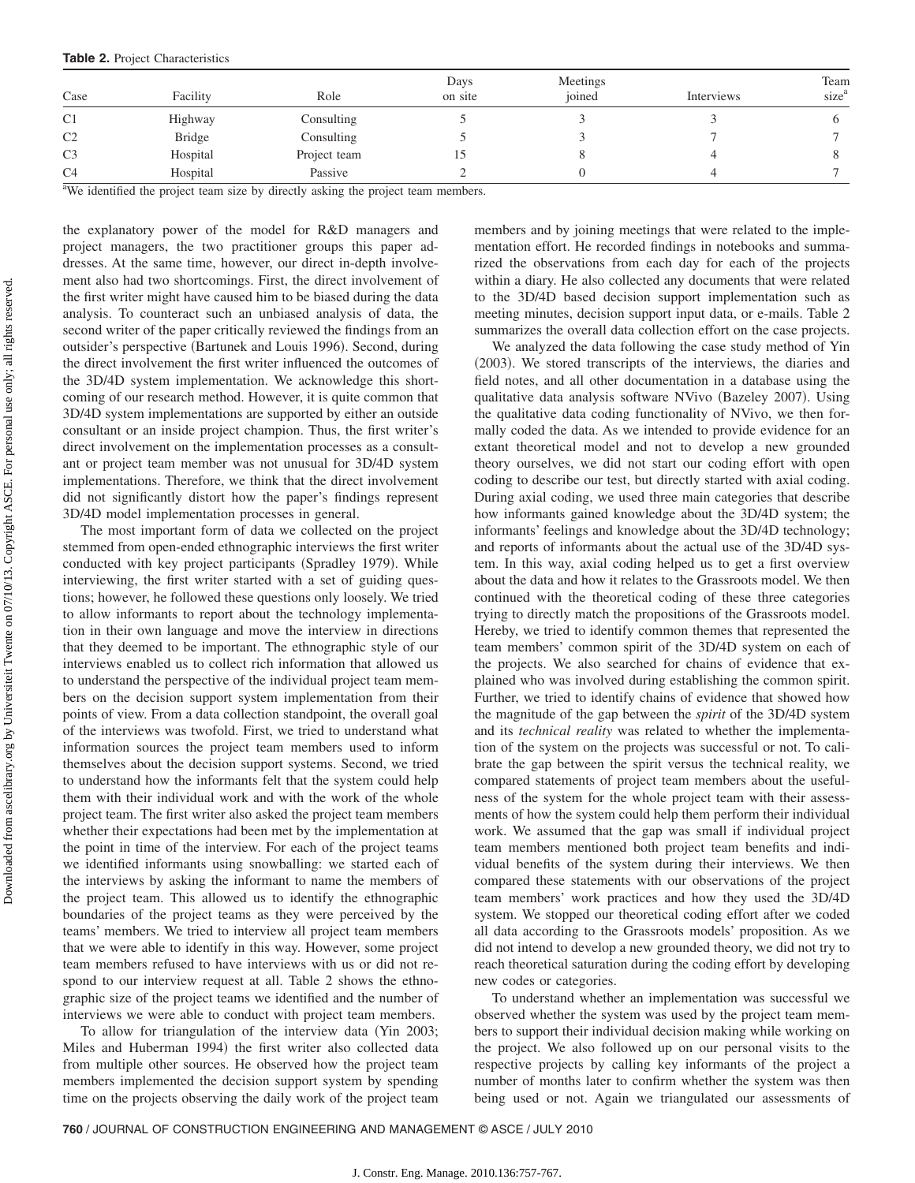**Table 2.** Project Characteristics

| Case | Facility | Role | Days on site | Meetings joined | Interviews | Team size[a] |
|---|---|---|---|---|---|---|
| C1 | Highway | Consulting | 5 | 3 | 3 | 6 |
| C2 | Bridge | Consulting | 5 | 3 | 7 | 7 |
| C3 | Hospital | Project team | 15 | 8 | 4 | 8 |
| C4 | Hospital | Passive | 2 | 0 | 4 | 7 |

[a]We identified the project team size by directly asking the project team members.

the explanatory power of the model for R&D managers and project managers, the two practitioner groups this paper addresses. At the same time, however, our direct in-depth involvement also had two shortcomings. First, the direct involvement of the first writer might have caused him to be biased during the data analysis. To counteract such an unbiased analysis of data, the second writer of the paper critically reviewed the findings from an outsider's perspective (Bartunek and Louis 1996). Second, during the direct involvement the first writer influenced the outcomes of the 3D/4D system implementation. We acknowledge this shortcoming of our research method. However, it is quite common that 3D/4D system implementations are supported by either an outside consultant or an inside project champion. Thus, the first writer's direct involvement on the implementation processes as a consultant or project team member was not unusual for 3D/4D system implementations. Therefore, we think that the direct involvement did not significantly distort how the paper's findings represent 3D/4D model implementation processes in general.

The most important form of data we collected on the project stemmed from open-ended ethnographic interviews the first writer conducted with key project participants (Spradley 1979). While interviewing, the first writer started with a set of guiding questions; however, he followed these questions only loosely. We tried to allow informants to report about the technology implementation in their own language and move the interview in directions that they deemed to be important. The ethnographic style of our interviews enabled us to collect rich information that allowed us to understand the perspective of the individual project team members on the decision support system implementation from their points of view. From a data collection standpoint, the overall goal of the interviews was twofold. First, we tried to understand what information sources the project team members used to inform themselves about the decision support systems. Second, we tried to understand how the informants felt that the system could help them with their individual work and with the work of the whole project team. The first writer also asked the project team members whether their expectations had been met by the implementation at the point in time of the interview. For each of the project teams we identified informants using snowballing: we started each of the interviews by asking the informant to name the members of the project team. This allowed us to identify the ethnographic boundaries of the project teams as they were perceived by the teams' members. We tried to interview all project team members that we were able to identify in this way. However, some project team members refused to have interviews with us or did not respond to our interview request at all. Table 2 shows the ethnographic size of the project teams we identified and the number of interviews we were able to conduct with project team members.

To allow for triangulation of the interview data (Yin 2003; Miles and Huberman 1994) the first writer also collected data from multiple other sources. He observed how the project team members implemented the decision support system by spending time on the projects observing the daily work of the project team members and by joining meetings that were related to the implementation effort. He recorded findings in notebooks and summarized the observations from each day for each of the projects within a diary. He also collected any documents that were related to the 3D/4D based decision support implementation such as meeting minutes, decision support input data, or e-mails. Table 2 summarizes the overall data collection effort on the case projects.

We analyzed the data following the case study method of Yin (2003). We stored transcripts of the interviews, the diaries and field notes, and all other documentation in a database using the qualitative data analysis software NVivo (Bazeley 2007). Using the qualitative data coding functionality of NVivo, we then formally coded the data. As we intended to provide evidence for an extant theoretical model and not to develop a new grounded theory ourselves, we did not start our coding effort with open coding to describe our test, but directly started with axial coding. During axial coding, we used three main categories that describe how informants gained knowledge about the 3D/4D system; the informants' feelings and knowledge about the 3D/4D technology; and reports of informants about the actual use of the 3D/4D system. In this way, axial coding helped us to get a first overview about the data and how it relates to the Grassroots model. We then continued with the theoretical coding of these three categories trying to directly match the propositions of the Grassroots model. Hereby, we tried to identify common themes that represented the team members' common spirit of the 3D/4D system on each of the projects. We also searched for chains of evidence that explained who was involved during establishing the common spirit. Further, we tried to identify chains of evidence that showed how the magnitude of the gap between the *spirit* of the 3D/4D system and its *technical reality* was related to whether the implementation of the system on the projects was successful or not. To calibrate the gap between the spirit versus the technical reality, we compared statements of project team members about the usefulness of the system for the whole project team with their assessments of how the system could help them perform their individual work. We assumed that the gap was small if individual project team members mentioned both project team benefits and individual benefits of the system during their interviews. We then compared these statements with our observations of the project team members' work practices and how they used the 3D/4D system. We stopped our theoretical coding effort after we coded all data according to the Grassroots models' proposition. As we did not intend to develop a new grounded theory, we did not try to reach theoretical saturation during the coding effort by developing new codes or categories.

To understand whether an implementation was successful we observed whether the system was used by the project team members to support their individual decision making while working on the project. We also followed up on our personal visits to the respective projects by calling key informants of the project a number of months later to confirm whether the system was then being used or not. Again we triangulated our assessments of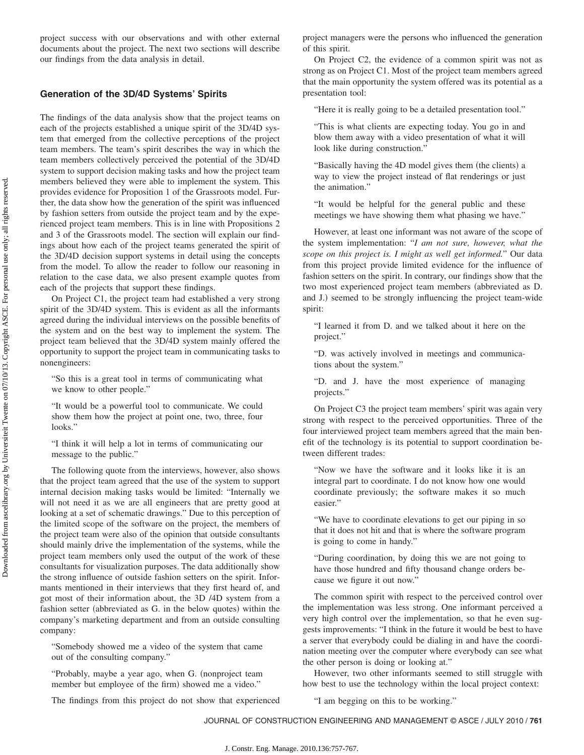project success with our observations and with other external documents about the project. The next two sections will describe our findings from the data analysis in detail.

## Generation of the 3D/4D Systems' Spirits

The findings of the data analysis show that the project teams on each of the projects established a unique spirit of the 3D/4D system that emerged from the collective perceptions of the project team members. The team's spirit describes the way in which the team members collectively perceived the potential of the 3D/4D system to support decision making tasks and how the project team members believed they were able to implement the system. This provides evidence for Proposition 1 of the Grassroots model. Further, the data show how the generation of the spirit was influenced by fashion setters from outside the project team and by the experienced project team members. This is in line with Propositions 2 and 3 of the Grassroots model. The section will explain our findings about how each of the project teams generated the spirit of the 3D/4D decision support systems in detail using the concepts from the model. To allow the reader to follow our reasoning in relation to the case data, we also present example quotes from each of the projects that support these findings.

On Project C1, the project team had established a very strong spirit of the 3D/4D system. This is evident as all the informants agreed during the individual interviews on the possible benefits of the system and on the best way to implement the system. The project team believed that the 3D/4D system mainly offered the opportunity to support the project team in communicating tasks to nonengineers:

> "So this is a great tool in terms of communicating what we know to other people."

> "It would be a powerful tool to communicate. We could show them how the project at point one, two, three, four looks."

> "I think it will help a lot in terms of communicating our message to the public."

The following quote from the interviews, however, also shows that the project team agreed that the use of the system to support internal decision making tasks would be limited: "Internally we will not need it as we are all engineers that are pretty good at looking at a set of schematic drawings." Due to this perception of the limited scope of the software on the project, the members of the project team were also of the opinion that outside consultants should mainly drive the implementation of the systems, while the project team members only used the output of the work of these consultants for visualization purposes. The data additionally show the strong influence of outside fashion setters on the spirit. Informants mentioned in their interviews that they first heard of, and got most of their information about, the 3D /4D system from a fashion setter (abbreviated as G. in the below quotes) within the company's marketing department and from an outside consulting company:

> "Somebody showed me a video of the system that came out of the consulting company."

> "Probably, maybe a year ago, when G. (nonproject team member but employee of the firm) showed me a video."

The findings from this project do not show that experienced project managers were the persons who influenced the generation of this spirit.

On Project C2, the evidence of a common spirit was not as strong as on Project C1. Most of the project team members agreed that the main opportunity the system offered was its potential as a presentation tool:

> "Here it is really going to be a detailed presentation tool."

> "This is what clients are expecting today. You go in and blow them away with a video presentation of what it will look like during construction."

> "Basically having the 4D model gives them (the clients) a way to view the project instead of flat renderings or just the animation."

> "It would be helpful for the general public and these meetings we have showing them what phasing we have."

However, at least one informant was not aware of the scope of the system implementation: "*I am not sure, however, what the scope on this project is. I might as well get informed.*" Our data from this project provide limited evidence for the influence of fashion setters on the spirit. In contrary, our findings show that the two most experienced project team members (abbreviated as D. and J.) seemed to be strongly influencing the project team-wide spirit:

> "I learned it from D. and we talked about it here on the project."

> "D. was actively involved in meetings and communications about the system."

> "D. and J. have the most experience of managing projects."

On Project C3 the project team members' spirit was again very strong with respect to the perceived opportunities. Three of the four interviewed project team members agreed that the main benefit of the technology is its potential to support coordination between different trades:

> "Now we have the software and it looks like it is an integral part to coordinate. I do not know how one would coordinate previously; the software makes it so much easier."

> "We have to coordinate elevations to get our piping in so that it does not hit and that is where the software program is going to come in handy."

> "During coordination, by doing this we are not going to have those hundred and fifty thousand change orders because we figure it out now."

The common spirit with respect to the perceived control over the implementation was less strong. One informant perceived a very high control over the implementation, so that he even suggests improvements: "I think in the future it would be best to have a server that everybody could be dialing in and have the coordination meeting over the computer where everybody can see what the other person is doing or looking at."

However, two other informants seemed to still struggle with how best to use the technology within the local project context:

> "I am begging on this to be working."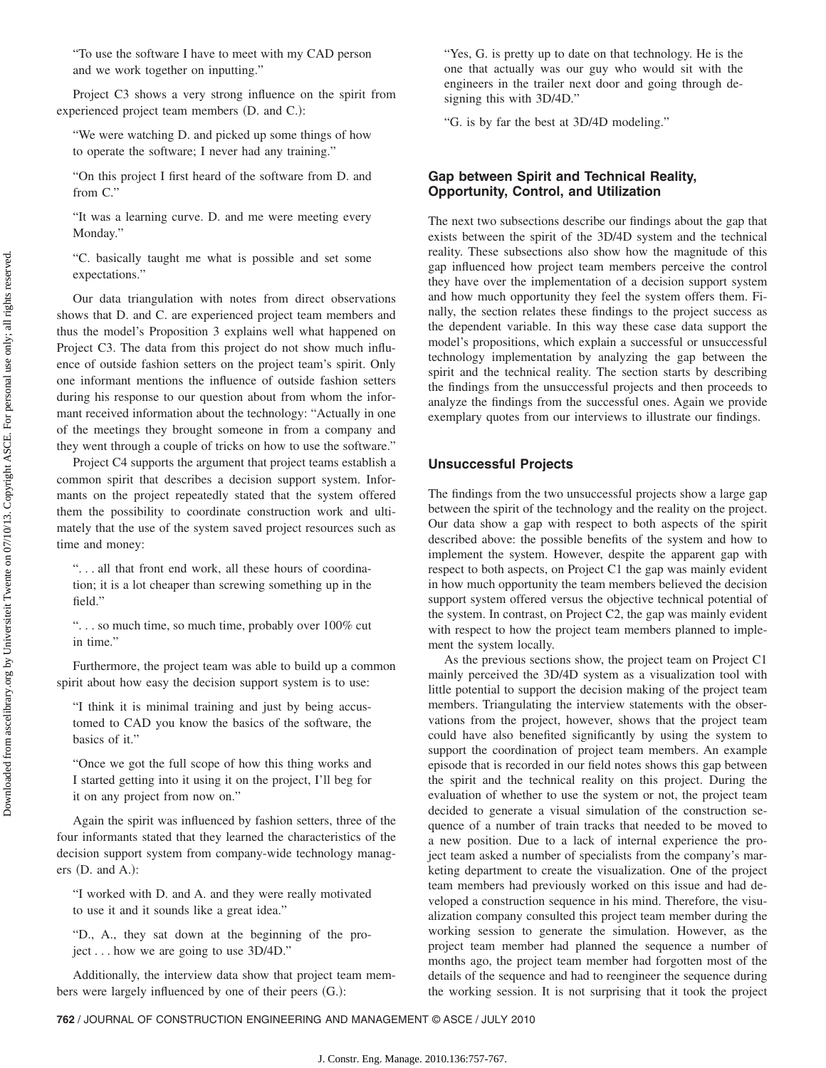"To use the software I have to meet with my CAD person and we work together on inputting."

Project C3 shows a very strong influence on the spirit from experienced project team members (D. and C.):

"We were watching D. and picked up some things of how to operate the software; I never had any training."

"On this project I first heard of the software from D. and from C."

"It was a learning curve. D. and me were meeting every Monday."

"C. basically taught me what is possible and set some expectations."

Our data triangulation with notes from direct observations shows that D. and C. are experienced project team members and thus the model's Proposition 3 explains well what happened on Project C3. The data from this project do not show much influence of outside fashion setters on the project team's spirit. Only one informant mentions the influence of outside fashion setters during his response to our question about from whom the informant received information about the technology: "Actually in one of the meetings they brought someone in from a company and they went through a couple of tricks on how to use the software."

Project C4 supports the argument that project teams establish a common spirit that describes a decision support system. Informants on the project repeatedly stated that the system offered them the possibility to coordinate construction work and ultimately that the use of the system saved project resources such as time and money:

". . . all that front end work, all these hours of coordination; it is a lot cheaper than screwing something up in the field."

". . . so much time, so much time, probably over 100% cut in time."

Furthermore, the project team was able to build up a common spirit about how easy the decision support system is to use:

"I think it is minimal training and just by being accustomed to CAD you know the basics of the software, the basics of it."

"Once we got the full scope of how this thing works and I started getting into it using it on the project, I'll beg for it on any project from now on."

Again the spirit was influenced by fashion setters, three of the four informants stated that they learned the characteristics of the decision support system from company-wide technology managers (D. and A.):

"I worked with D. and A. and they were really motivated to use it and it sounds like a great idea."

"D., A., they sat down at the beginning of the project . . . how we are going to use 3D/4D."

Additionally, the interview data show that project team members were largely influenced by one of their peers (G.):

"Yes, G. is pretty up to date on that technology. He is the one that actually was our guy who would sit with the engineers in the trailer next door and going through designing this with 3D/4D."

"G. is by far the best at 3D/4D modeling."

## Gap between Spirit and Technical Reality, Opportunity, Control, and Utilization

The next two subsections describe our findings about the gap that exists between the spirit of the 3D/4D system and the technical reality. These subsections also show how the magnitude of this gap influenced how project team members perceive the control they have over the implementation of a decision support system and how much opportunity they feel the system offers them. Finally, the section relates these findings to the project success as the dependent variable. In this way these case data support the model's propositions, which explain a successful or unsuccessful technology implementation by analyzing the gap between the spirit and the technical reality. The section starts by describing the findings from the unsuccessful projects and then proceeds to analyze the findings from the successful ones. Again we provide exemplary quotes from our interviews to illustrate our findings.

## Unsuccessful Projects

The findings from the two unsuccessful projects show a large gap between the spirit of the technology and the reality on the project. Our data show a gap with respect to both aspects of the spirit described above: the possible benefits of the system and how to implement the system. However, despite the apparent gap with respect to both aspects, on Project C1 the gap was mainly evident in how much opportunity the team members believed the decision support system offered versus the objective technical potential of the system. In contrast, on Project C2, the gap was mainly evident with respect to how the project team members planned to implement the system locally.

As the previous sections show, the project team on Project C1 mainly perceived the 3D/4D system as a visualization tool with little potential to support the decision making of the project team members. Triangulating the interview statements with the observations from the project, however, shows that the project team could have also benefited significantly by using the system to support the coordination of project team members. An example episode that is recorded in our field notes shows this gap between the spirit and the technical reality on this project. During the evaluation of whether to use the system or not, the project team decided to generate a visual simulation of the construction sequence of a number of train tracks that needed to be moved to a new position. Due to a lack of internal experience the project team asked a number of specialists from the company's marketing department to create the visualization. One of the project team members had previously worked on this issue and had developed a construction sequence in his mind. Therefore, the visualization company consulted this project team member during the working session to generate the simulation. However, as the project team member had planned the sequence a number of months ago, the project team member had forgotten most of the details of the sequence and had to reengineer the sequence during the working session. It is not surprising that it took the project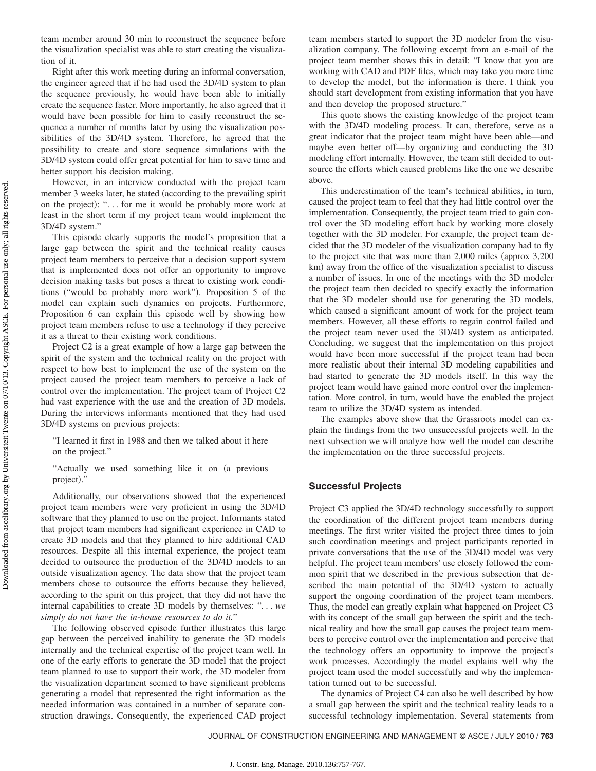team member around 30 min to reconstruct the sequence before the visualization specialist was able to start creating the visualization of it.

Right after this work meeting during an informal conversation, the engineer agreed that if he had used the 3D/4D system to plan the sequence previously, he would have been able to initially create the sequence faster. More importantly, he also agreed that it would have been possible for him to easily reconstruct the sequence a number of months later by using the visualization possibilities of the 3D/4D system. Therefore, he agreed that the possibility to create and store sequence simulations with the 3D/4D system could offer great potential for him to save time and better support his decision making.

However, in an interview conducted with the project team member 3 weeks later, he stated (according to the prevailing spirit on the project): ". . . for me it would be probably more work at least in the short term if my project team would implement the 3D/4D system."

This episode clearly supports the model's proposition that a large gap between the spirit and the technical reality causes project team members to perceive that a decision support system that is implemented does not offer an opportunity to improve decision making tasks but poses a threat to existing work conditions ("would be probably more work"). Proposition 5 of the model can explain such dynamics on projects. Furthermore, Proposition 6 can explain this episode well by showing how project team members refuse to use a technology if they perceive it as a threat to their existing work conditions.

Project C2 is a great example of how a large gap between the spirit of the system and the technical reality on the project with respect to how best to implement the use of the system on the project caused the project team members to perceive a lack of control over the implementation. The project team of Project C2 had vast experience with the use and the creation of 3D models. During the interviews informants mentioned that they had used 3D/4D systems on previous projects:

> "I learned it first in 1988 and then we talked about it here on the project."

> "Actually we used something like it on (a previous project)."

Additionally, our observations showed that the experienced project team members were very proficient in using the 3D/4D software that they planned to use on the project. Informants stated that project team members had significant experience in CAD to create 3D models and that they planned to hire additional CAD resources. Despite all this internal experience, the project team decided to outsource the production of the 3D/4D models to an outside visualization agency. The data show that the project team members chose to outsource the efforts because they believed, according to the spirit on this project, that they did not have the internal capabilities to create 3D models by themselves: ". . . *we simply do not have the in-house resources to do it.*"

The following observed episode further illustrates this large gap between the perceived inability to generate the 3D models internally and the technical expertise of the project team well. In one of the early efforts to generate the 3D model that the project team planned to use to support their work, the 3D modeler from the visualization department seemed to have significant problems generating a model that represented the right information as the needed information was contained in a number of separate construction drawings. Consequently, the experienced CAD project team members started to support the 3D modeler from the visualization company. The following excerpt from an e-mail of the project team member shows this in detail: "I know that you are working with CAD and PDF files, which may take you more time to develop the model, but the information is there. I think you should start development from existing information that you have and then develop the proposed structure."

This quote shows the existing knowledge of the project team with the 3D/4D modeling process. It can, therefore, serve as a great indicator that the project team might have been able—and maybe even better off—by organizing and conducting the 3D modeling effort internally. However, the team still decided to outsource the efforts which caused problems like the one we describe above.

This underestimation of the team's technical abilities, in turn, caused the project team to feel that they had little control over the implementation. Consequently, the project team tried to gain control over the 3D modeling effort back by working more closely together with the 3D modeler. For example, the project team decided that the 3D modeler of the visualization company had to fly to the project site that was more than 2,000 miles (approx 3,200 km) away from the office of the visualization specialist to discuss a number of issues. In one of the meetings with the 3D modeler the project team then decided to specify exactly the information that the 3D modeler should use for generating the 3D models, which caused a significant amount of work for the project team members. However, all these efforts to regain control failed and the project team never used the 3D/4D system as anticipated. Concluding, we suggest that the implementation on this project would have been more successful if the project team had been more realistic about their internal 3D modeling capabilities and had started to generate the 3D models itself. In this way the project team would have gained more control over the implementation. More control, in turn, would have the enabled the project team to utilize the 3D/4D system as intended.

The examples above show that the Grassroots model can explain the findings from the two unsuccessful projects well. In the next subsection we will analyze how well the model can describe the implementation on the three successful projects.

### Successful Projects

Project C3 applied the 3D/4D technology successfully to support the coordination of the different project team members during meetings. The first writer visited the project three times to join such coordination meetings and project participants reported in private conversations that the use of the 3D/4D model was very helpful. The project team members' use closely followed the common spirit that we described in the previous subsection that described the main potential of the 3D/4D system to actually support the ongoing coordination of the project team members. Thus, the model can greatly explain what happened on Project C3 with its concept of the small gap between the spirit and the technical reality and how the small gap causes the project team members to perceive control over the implementation and perceive that the technology offers an opportunity to improve the project's work processes. Accordingly the model explains well why the project team used the model successfully and why the implementation turned out to be successful.

The dynamics of Project C4 can also be well described by how a small gap between the spirit and the technical reality leads to a successful technology implementation. Several statements from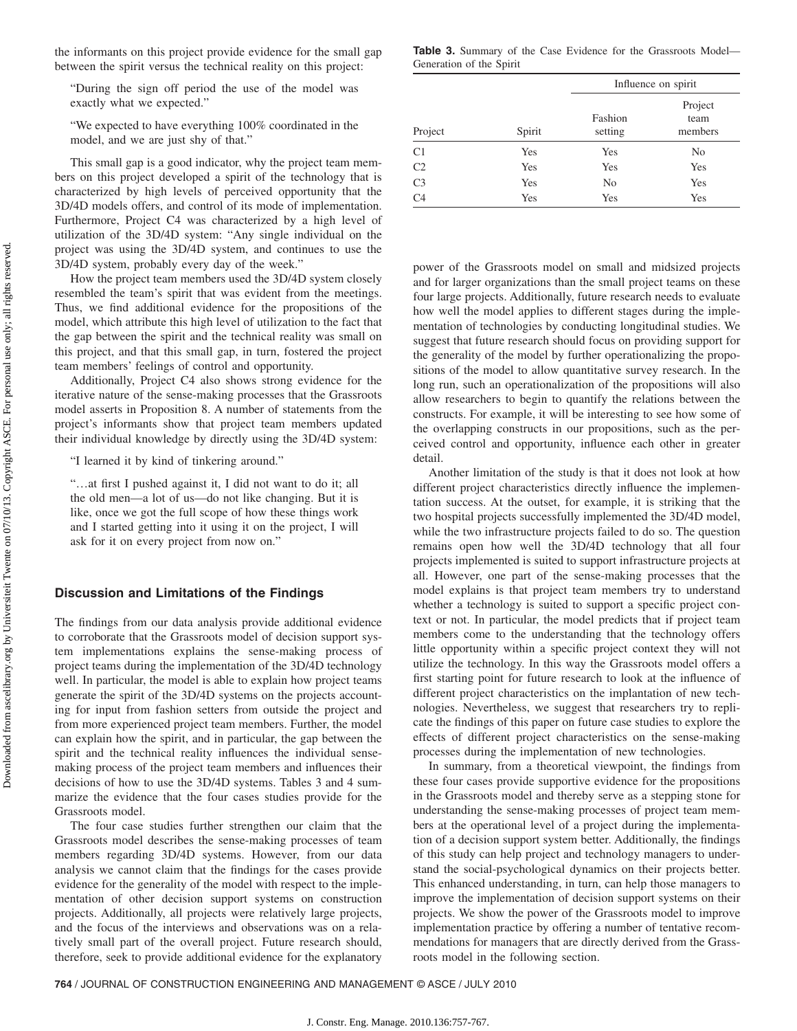the informants on this project provide evidence for the small gap between the spirit versus the technical reality on this project:

> "During the sign off period the use of the model was exactly what we expected."

> "We expected to have everything 100% coordinated in the model, and we are just shy of that."

This small gap is a good indicator, why the project team members on this project developed a spirit of the technology that is characterized by high levels of perceived opportunity that the 3D/4D models offers, and control of its mode of implementation. Furthermore, Project C4 was characterized by a high level of utilization of the 3D/4D system: "Any single individual on the project was using the 3D/4D system, and continues to use the 3D/4D system, probably every day of the week."

How the project team members used the 3D/4D system closely resembled the team's spirit that was evident from the meetings. Thus, we find additional evidence for the propositions of the model, which attribute this high level of utilization to the fact that the gap between the spirit and the technical reality was small on this project, and that this small gap, in turn, fostered the project team members' feelings of control and opportunity.

Additionally, Project C4 also shows strong evidence for the iterative nature of the sense-making processes that the Grassroots model asserts in Proposition 8. A number of statements from the project's informants show that project team members updated their individual knowledge by directly using the 3D/4D system:

> "I learned it by kind of tinkering around."

> "…at first I pushed against it, I did not want to do it; all the old men—a lot of us—do not like changing. But it is like, once we got the full scope of how these things work and I started getting into it using it on the project, I will ask for it on every project from now on."

## Discussion and Limitations of the Findings

The findings from our data analysis provide additional evidence to corroborate that the Grassroots model of decision support system implementations explains the sense-making process of project teams during the implementation of the 3D/4D technology well. In particular, the model is able to explain how project teams generate the spirit of the 3D/4D systems on the projects accounting for input from fashion setters from outside the project and from more experienced project team members. Further, the model can explain how the spirit, and in particular, the gap between the spirit and the technical reality influences the individual sense-making process of the project team members and influences their decisions of how to use the 3D/4D systems. Tables 3 and 4 summarize the evidence that the four cases studies provide for the Grassroots model.

**Table 3.** Summary of the Case Evidence for the Grassroots Model—Generation of the Spirit

| Project | Spirit | Influence on spirit: Fashion setting | Influence on spirit: Project team members |
|---|---|---|---|
| C1 | Yes | Yes | No |
| C2 | Yes | Yes | Yes |
| C3 | Yes | No | Yes |
| C4 | Yes | Yes | Yes |

The four case studies further strengthen our claim that the Grassroots model describes the sense-making processes of team members regarding 3D/4D systems. However, from our data analysis we cannot claim that the findings for the cases provide evidence for the generality of the model with respect to the implementation of other decision support systems on construction projects. Additionally, all projects were relatively large projects, and the focus of the interviews and observations was on a relatively small part of the overall project. Future research should, therefore, seek to provide additional evidence for the explanatory power of the Grassroots model on small and midsized projects and for larger organizations than the small project teams on these four large projects. Additionally, future research needs to evaluate how well the model applies to different stages during the implementation of technologies by conducting longitudinal studies. We suggest that future research should focus on providing support for the generality of the model by further operationalizing the propositions of the model to allow quantitative survey research. In the long run, such an operationalization of the propositions will also allow researchers to begin to quantify the relations between the constructs. For example, it will be interesting to see how some of the overlapping constructs in our propositions, such as the perceived control and opportunity, influence each other in greater detail.

Another limitation of the study is that it does not look at how different project characteristics directly influence the implementation success. At the outset, for example, it is striking that the two hospital projects successfully implemented the 3D/4D model, while the two infrastructure projects failed to do so. The question remains open how well the 3D/4D technology that all four projects implemented is suited to support infrastructure projects at all. However, one part of the sense-making processes that the model explains is that project team members try to understand whether a technology is suited to support a specific project context or not. In particular, the model predicts that if project team members come to the understanding that the technology offers little opportunity within a specific project context they will not utilize the technology. In this way the Grassroots model offers a first starting point for future research to look at the influence of different project characteristics on the implantation of new technologies. Nevertheless, we suggest that researchers try to replicate the findings of this paper on future case studies to explore the effects of different project characteristics on the sense-making processes during the implementation of new technologies.

In summary, from a theoretical viewpoint, the findings from these four cases provide supportive evidence for the propositions in the Grassroots model and thereby serve as a stepping stone for understanding the sense-making processes of project team members at the operational level of a project during the implementation of a decision support system better. Additionally, the findings of this study can help project and technology managers to understand the social-psychological dynamics on their projects better. This enhanced understanding, in turn, can help those managers to improve the implementation of decision support systems on their projects. We show the power of the Grassroots model to improve implementation practice by offering a number of tentative recommendations for managers that are directly derived from the Grassroots model in the following section.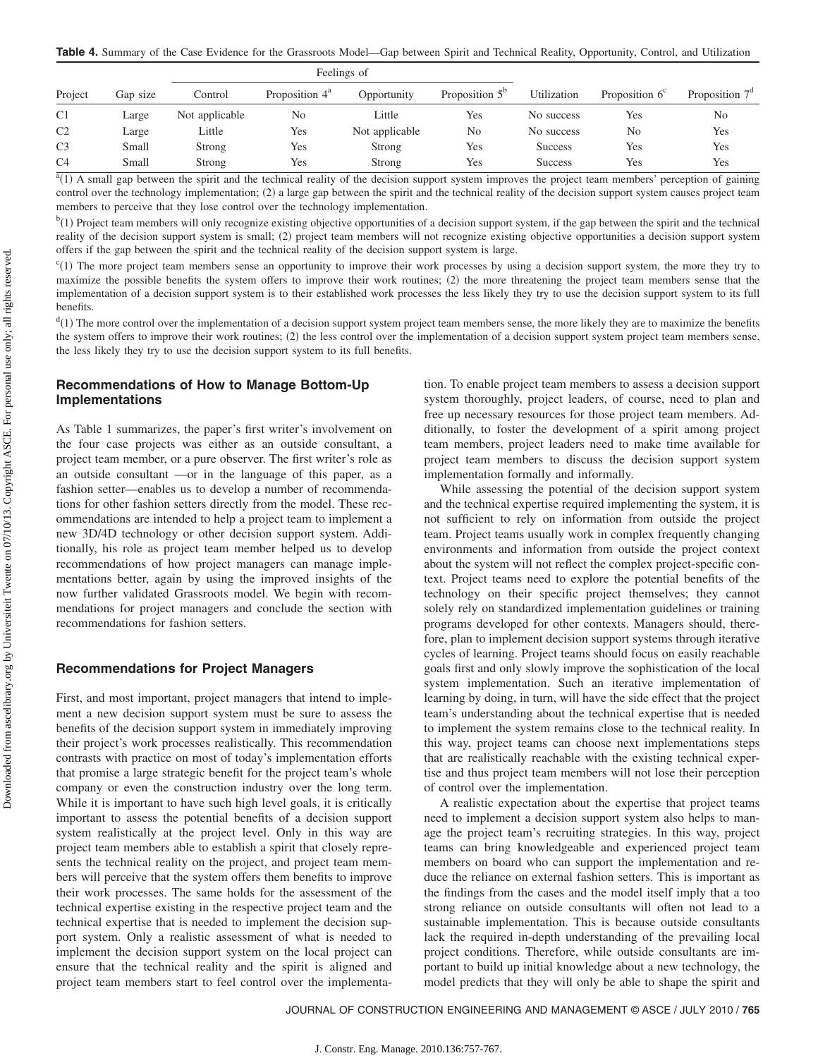**Table 4.** Summary of the Case Evidence for the Grassroots Model—Gap between Spirit and Technical Reality, Opportunity, Control, and Utilization

| Project | Gap size | Feelings of Control | Proposition 4[a] | Feelings of Opportunity | Proposition 5[b] | Utilization | Proposition 6[c] | Proposition 7[d] |
|---|---|---|---|---|---|---|---|---|
| C1 | Large | Not applicable | No | Little | Yes | No success | Yes | No |
| C2 | Large | Little | Yes | Not applicable | No | No success | No | Yes |
| C3 | Small | Strong | Yes | Strong | Yes | Success | Yes | Yes |
| C4 | Small | Strong | Yes | Strong | Yes | Success | Yes | Yes |

[a](1) A small gap between the spirit and the technical reality of the decision support system improves the project team members' perception of gaining control over the technology implementation; (2) a large gap between the spirit and the technical reality of the decision support system causes project team members to perceive that they lose control over the technology implementation.

[b](1) Project team members will only recognize existing objective opportunities of a decision support system, if the gap between the spirit and the technical reality of the decision support system is small; (2) project team members will not recognize existing objective opportunities a decision support system offers if the gap between the spirit and the technical reality of the decision support system is large.

[c](1) The more project team members sense an opportunity to improve their work processes by using a decision support system, the more they try to maximize the possible benefits the system offers to improve their work routines; (2) the more threatening the project team members sense that the implementation of a decision support system is to their established work processes the less likely they try to use the decision support system to its full benefits.

[d](1) The more control over the implementation of a decision support system project team members sense, the more likely they are to maximize the benefits the system offers to improve their work routines; (2) the less control over the implementation of a decision support system project team members sense, the less likely they try to use the decision support system to its full benefits.

## Recommendations of How to Manage Bottom-Up Implementations

As Table 1 summarizes, the paper's first writer's involvement on the four case projects was either as an outside consultant, a project team member, or a pure observer. The first writer's role as an outside consultant —or in the language of this paper, as a fashion setter—enables us to develop a number of recommendations for other fashion setters directly from the model. These recommendations are intended to help a project team to implement a new 3D/4D technology or other decision support system. Additionally, his role as project team member helped us to develop recommendations of how project managers can manage implementations better, again by using the improved insights of the now further validated Grassroots model. We begin with recommendations for project managers and conclude the section with recommendations for fashion setters.

## Recommendations for Project Managers

First, and most important, project managers that intend to implement a new decision support system must be sure to assess the benefits of the decision support system in immediately improving their project's work processes realistically. This recommendation contrasts with practice on most of today's implementation efforts that promise a large strategic benefit for the project team's whole company or even the construction industry over the long term. While it is important to have such high level goals, it is critically important to assess the potential benefits of a decision support system realistically at the project level. Only in this way are project team members able to establish a spirit that closely represents the technical reality on the project, and project team members will perceive that the system offers them benefits to improve their work processes. The same holds for the assessment of the technical expertise existing in the respective project team and the technical expertise that is needed to implement the decision support system. Only a realistic assessment of what is needed to implement the decision support system on the local project can ensure that the technical reality and the spirit is aligned and project team members start to feel control over the implementation. To enable project team members to assess a decision support system thoroughly, project leaders, of course, need to plan and free up necessary resources for those project team members. Additionally, to foster the development of a spirit among project team members, project leaders need to make time available for project team members to discuss the decision support system implementation formally and informally.

While assessing the potential of the decision support system and the technical expertise required implementing the system, it is not sufficient to rely on information from outside the project team. Project teams usually work in complex frequently changing environments and information from outside the project context about the system will not reflect the complex project-specific context. Project teams need to explore the potential benefits of the technology on their specific project themselves; they cannot solely rely on standardized implementation guidelines or training programs developed for other contexts. Managers should, therefore, plan to implement decision support systems through iterative cycles of learning. Project teams should focus on easily reachable goals first and only slowly improve the sophistication of the local system implementation. Such an iterative implementation of learning by doing, in turn, will have the side effect that the project team's understanding about the technical expertise that is needed to implement the system remains close to the technical reality. In this way, project teams can choose next implementations steps that are realistically reachable with the existing technical expertise and thus project team members will not lose their perception of control over the implementation.

A realistic expectation about the expertise that project teams need to implement a decision support system also helps to manage the project team's recruiting strategies. In this way, project teams can bring knowledgeable and experienced project team members on board who can support the implementation and reduce the reliance on external fashion setters. This is important as the findings from the cases and the model itself imply that a too strong reliance on outside consultants will often not lead to a sustainable implementation. This is because outside consultants lack the required in-depth understanding of the prevailing local project conditions. Therefore, while outside consultants are important to build up initial knowledge about a new technology, the model predicts that they will only be able to shape the spirit and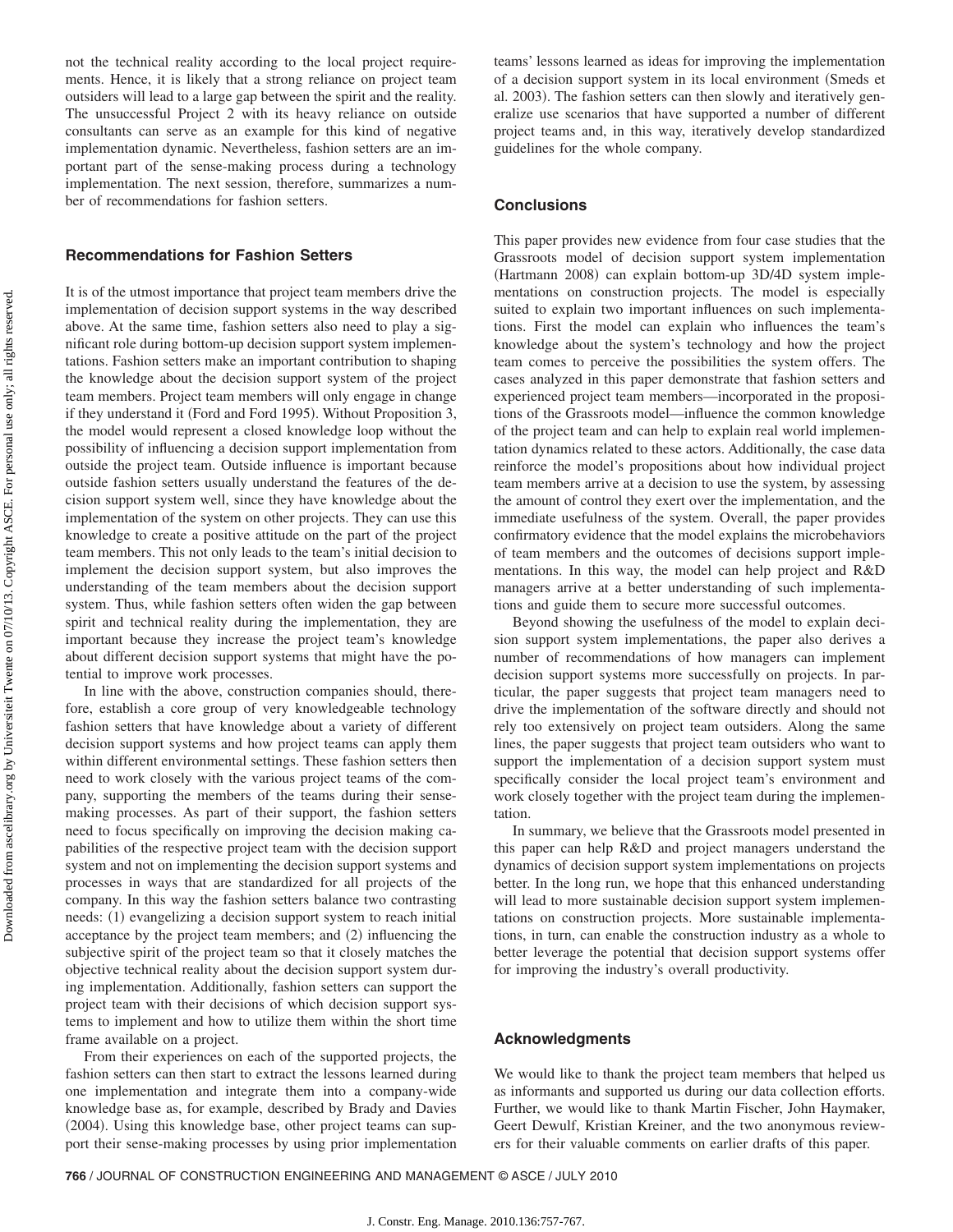not the technical reality according to the local project requirements. Hence, it is likely that a strong reliance on project team outsiders will lead to a large gap between the spirit and the reality. The unsuccessful Project 2 with its heavy reliance on outside consultants can serve as an example for this kind of negative implementation dynamic. Nevertheless, fashion setters are an important part of the sense-making process during a technology implementation. The next session, therefore, summarizes a number of recommendations for fashion setters.

## Recommendations for Fashion Setters

It is of the utmost importance that project team members drive the implementation of decision support systems in the way described above. At the same time, fashion setters also need to play a significant role during bottom-up decision support system implementations. Fashion setters make an important contribution to shaping the knowledge about the decision support system of the project team members. Project team members will only engage in change if they understand it (Ford and Ford 1995). Without Proposition 3, the model would represent a closed knowledge loop without the possibility of influencing a decision support implementation from outside the project team. Outside influence is important because outside fashion setters usually understand the features of the decision support system well, since they have knowledge about the implementation of the system on other projects. They can use this knowledge to create a positive attitude on the part of the project team members. This not only leads to the team's initial decision to implement the decision support system, but also improves the understanding of the team members about the decision support system. Thus, while fashion setters often widen the gap between spirit and technical reality during the implementation, they are important because they increase the project team's knowledge about different decision support systems that might have the potential to improve work processes.

In line with the above, construction companies should, therefore, establish a core group of very knowledgeable technology fashion setters that have knowledge about a variety of different decision support systems and how project teams can apply them within different environmental settings. These fashion setters then need to work closely with the various project teams of the company, supporting the members of the teams during their sense-making processes. As part of their support, the fashion setters need to focus specifically on improving the decision making capabilities of the respective project team with the decision support system and not on implementing the decision support systems and processes in ways that are standardized for all projects of the company. In this way the fashion setters balance two contrasting needs: (1) evangelizing a decision support system to reach initial acceptance by the project team members; and (2) influencing the subjective spirit of the project team so that it closely matches the objective technical reality about the decision support system during implementation. Additionally, fashion setters can support the project team with their decisions of which decision support systems to implement and how to utilize them within the short time frame available on a project.

From their experiences on each of the supported projects, the fashion setters can then start to extract the lessons learned during one implementation and integrate them into a company-wide knowledge base as, for example, described by Brady and Davies (2004). Using this knowledge base, other project teams can support their sense-making processes by using prior implementation teams' lessons learned as ideas for improving the implementation of a decision support system in its local environment (Smeds et al. 2003). The fashion setters can then slowly and iteratively generalize use scenarios that have supported a number of different project teams and, in this way, iteratively develop standardized guidelines for the whole company.

## Conclusions

This paper provides new evidence from four case studies that the Grassroots model of decision support system implementation (Hartmann 2008) can explain bottom-up 3D/4D system implementations on construction projects. The model is especially suited to explain two important influences on such implementations. First the model can explain who influences the team's knowledge about the system's technology and how the project team comes to perceive the possibilities the system offers. The cases analyzed in this paper demonstrate that fashion setters and experienced project team members—incorporated in the propositions of the Grassroots model—influence the common knowledge of the project team and can help to explain real world implementation dynamics related to these actors. Additionally, the case data reinforce the model's propositions about how individual project team members arrive at a decision to use the system, by assessing the amount of control they exert over the implementation, and the immediate usefulness of the system. Overall, the paper provides confirmatory evidence that the model explains the microbehaviors of team members and the outcomes of decisions support implementations. In this way, the model can help project and R&D managers arrive at a better understanding of such implementations and guide them to secure more successful outcomes.

Beyond showing the usefulness of the model to explain decision support system implementations, the paper also derives a number of recommendations of how managers can implement decision support systems more successfully on projects. In particular, the paper suggests that project team managers need to drive the implementation of the software directly and should not rely too extensively on project team outsiders. Along the same lines, the paper suggests that project team outsiders who want to support the implementation of a decision support system must specifically consider the local project team's environment and work closely together with the project team during the implementation.

In summary, we believe that the Grassroots model presented in this paper can help R&D and project managers understand the dynamics of decision support system implementations on projects better. In the long run, we hope that this enhanced understanding will lead to more sustainable decision support system implementations on construction projects. More sustainable implementations, in turn, can enable the construction industry as a whole to better leverage the potential that decision support systems offer for improving the industry's overall productivity.

## Acknowledgments

We would like to thank the project team members that helped us as informants and supported us during our data collection efforts. Further, we would like to thank Martin Fischer, John Haymaker, Geert Dewulf, Kristian Kreiner, and the two anonymous reviewers for their valuable comments on earlier drafts of this paper.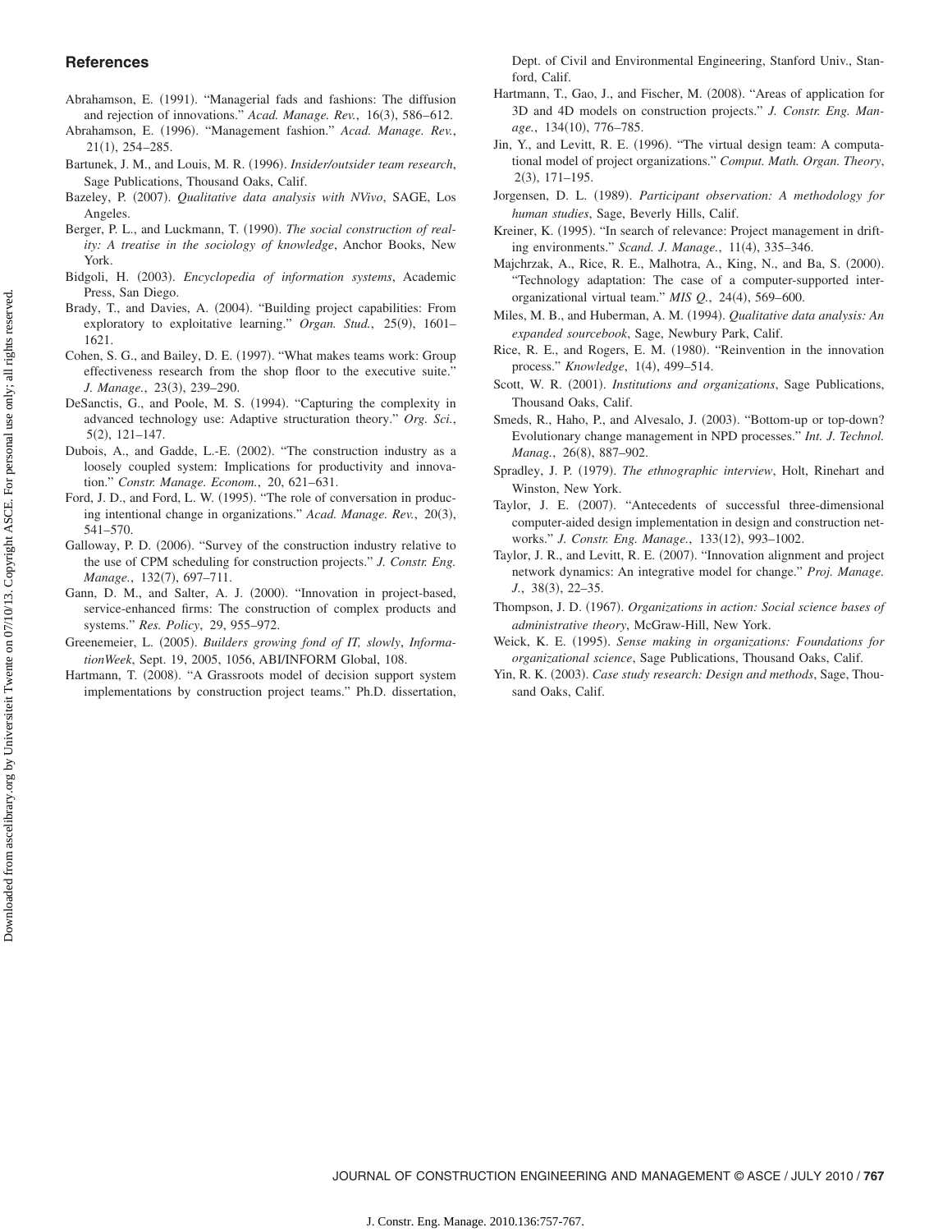## References

Abrahamson, E. (1991). "Managerial fads and fashions: The diffusion and rejection of innovations." *Acad. Manage. Rev.*, 16(3), 586–612.

Abrahamson, E. (1996). "Management fashion." *Acad. Manage. Rev.*, 21(1), 254–285.

Bartunek, J. M., and Louis, M. R. (1996). *Insider/outsider team research*, Sage Publications, Thousand Oaks, Calif.

Bazeley, P. (2007). *Qualitative data analysis with NVivo*, SAGE, Los Angeles.

Berger, P. L., and Luckmann, T. (1990). *The social construction of reality: A treatise in the sociology of knowledge*, Anchor Books, New York.

Bidgoli, H. (2003). *Encyclopedia of information systems*, Academic Press, San Diego.

Brady, T., and Davies, A. (2004). "Building project capabilities: From exploratory to exploitative learning." *Organ. Stud.*, 25(9), 1601–1621.

Cohen, S. G., and Bailey, D. E. (1997). "What makes teams work: Group effectiveness research from the shop floor to the executive suite." *J. Manage.*, 23(3), 239–290.

DeSanctis, G., and Poole, M. S. (1994). "Capturing the complexity in advanced technology use: Adaptive structuration theory." *Org. Sci.*, 5(2), 121–147.

Dubois, A., and Gadde, L.-E. (2002). "The construction industry as a loosely coupled system: Implications for productivity and innovation." *Constr. Manage. Econom.*, 20, 621–631.

Ford, J. D., and Ford, L. W. (1995). "The role of conversation in producing intentional change in organizations." *Acad. Manage. Rev.*, 20(3), 541–570.

Galloway, P. D. (2006). "Survey of the construction industry relative to the use of CPM scheduling for construction projects." *J. Constr. Eng. Manage.*, 132(7), 697–711.

Gann, D. M., and Salter, A. J. (2000). "Innovation in project-based, service-enhanced firms: The construction of complex products and systems." *Res. Policy*, 29, 955–972.

Greenemeier, L. (2005). *Builders growing fond of IT, slowly*, *InformationWeek*, Sept. 19, 2005, 1056, ABI/INFORM Global, 108.

Hartmann, T. (2008). "A Grassroots model of decision support system implementations by construction project teams." Ph.D. dissertation, Dept. of Civil and Environmental Engineering, Stanford Univ., Stanford, Calif.

Hartmann, T., Gao, J., and Fischer, M. (2008). "Areas of application for 3D and 4D models on construction projects." *J. Constr. Eng. Manage.*, 134(10), 776–785.

Jin, Y., and Levitt, R. E. (1996). "The virtual design team: A computational model of project organizations." *Comput. Math. Organ. Theory*, 2(3), 171–195.

Jorgensen, D. L. (1989). *Participant observation: A methodology for human studies*, Sage, Beverly Hills, Calif.

Kreiner, K. (1995). "In search of relevance: Project management in drifting environments." *Scand. J. Manage.*, 11(4), 335–346.

Majchrzak, A., Rice, R. E., Malhotra, A., King, N., and Ba, S. (2000). "Technology adaptation: The case of a computer-supported interorganizational virtual team." *MIS Q.*, 24(4), 569–600.

Miles, M. B., and Huberman, A. M. (1994). *Qualitative data analysis: An expanded sourcebook*, Sage, Newbury Park, Calif.

Rice, R. E., and Rogers, E. M. (1980). "Reinvention in the innovation process." *Knowledge*, 1(4), 499–514.

Scott, W. R. (2001). *Institutions and organizations*, Sage Publications, Thousand Oaks, Calif.

Smeds, R., Haho, P., and Alvesalo, J. (2003). "Bottom-up or top-down? Evolutionary change management in NPD processes." *Int. J. Technol. Manag.*, 26(8), 887–902.

Spradley, J. P. (1979). *The ethnographic interview*, Holt, Rinehart and Winston, New York.

Taylor, J. E. (2007). "Antecedents of successful three-dimensional computer-aided design implementation in design and construction networks." *J. Constr. Eng. Manage.*, 133(12), 993–1002.

Taylor, J. R., and Levitt, R. E. (2007). "Innovation alignment and project network dynamics: An integrative model for change." *Proj. Manage. J.*, 38(3), 22–35.

Thompson, J. D. (1967). *Organizations in action: Social science bases of administrative theory*, McGraw-Hill, New York.

Weick, K. E. (1995). *Sense making in organizations: Foundations for organizational science*, Sage Publications, Thousand Oaks, Calif.

Yin, R. K. (2003). *Case study research: Design and methods*, Sage, Thousand Oaks, Calif.